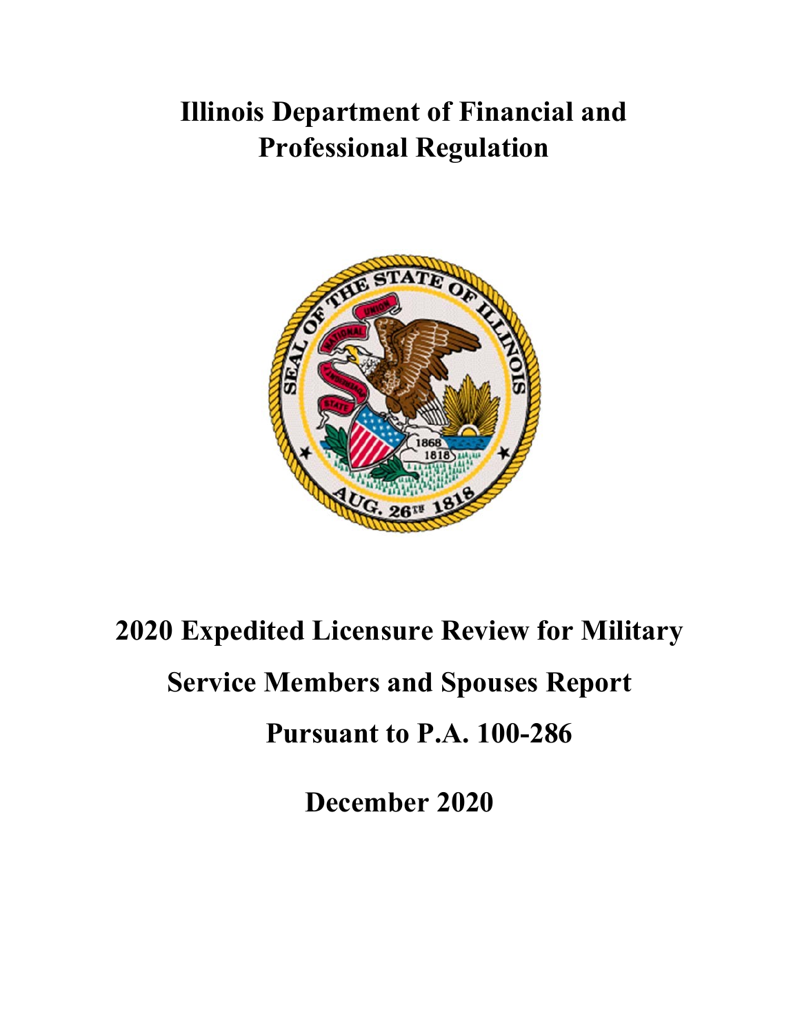# Illinois Department of Financial and Professional Regulation

# 2020 Expedited Licensure Review for Military Service Members and Spouses Report

## Pursuant to P.A. 100-286

## December 2020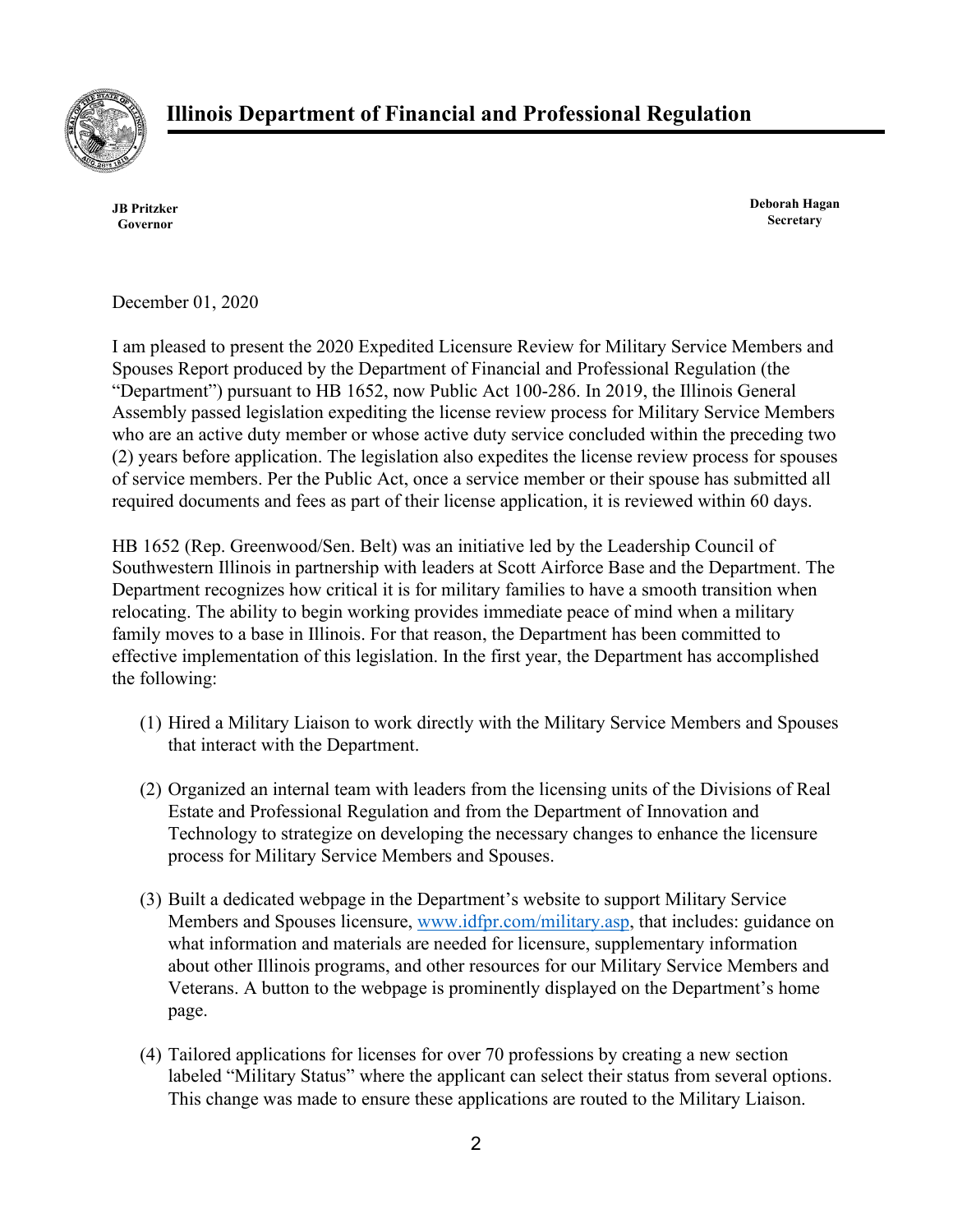# Illinois Department of Financial and Professional Regulation

**JB Pritzker**
**Governor**

**Deborah Hagan**
**Secretary**

December 01, 2020

I am pleased to present the 2020 Expedited Licensure Review for Military Service Members and Spouses Report produced by the Department of Financial and Professional Regulation (the "Department") pursuant to HB 1652, now Public Act 100-286. In 2019, the Illinois General Assembly passed legislation expediting the license review process for Military Service Members who are an active duty member or whose active duty service concluded within the preceding two (2) years before application. The legislation also expedites the license review process for spouses of service members. Per the Public Act, once a service member or their spouse has submitted all required documents and fees as part of their license application, it is reviewed within 60 days.

HB 1652 (Rep. Greenwood/Sen. Belt) was an initiative led by the Leadership Council of Southwestern Illinois in partnership with leaders at Scott Airforce Base and the Department. The Department recognizes how critical it is for military families to have a smooth transition when relocating. The ability to begin working provides immediate peace of mind when a military family moves to a base in Illinois. For that reason, the Department has been committed to effective implementation of this legislation. In the first year, the Department has accomplished the following:

(1) Hired a Military Liaison to work directly with the Military Service Members and Spouses that interact with the Department.

(2) Organized an internal team with leaders from the licensing units of the Divisions of Real Estate and Professional Regulation and from the Department of Innovation and Technology to strategize on developing the necessary changes to enhance the licensure process for Military Service Members and Spouses.

(3) Built a dedicated webpage in the Department's website to support Military Service Members and Spouses licensure, www.idfpr.com/military.asp, that includes: guidance on what information and materials are needed for licensure, supplementary information about other Illinois programs, and other resources for our Military Service Members and Veterans. A button to the webpage is prominently displayed on the Department's home page.

(4) Tailored applications for licenses for over 70 professions by creating a new section labeled "Military Status" where the applicant can select their status from several options. This change was made to ensure these applications are routed to the Military Liaison.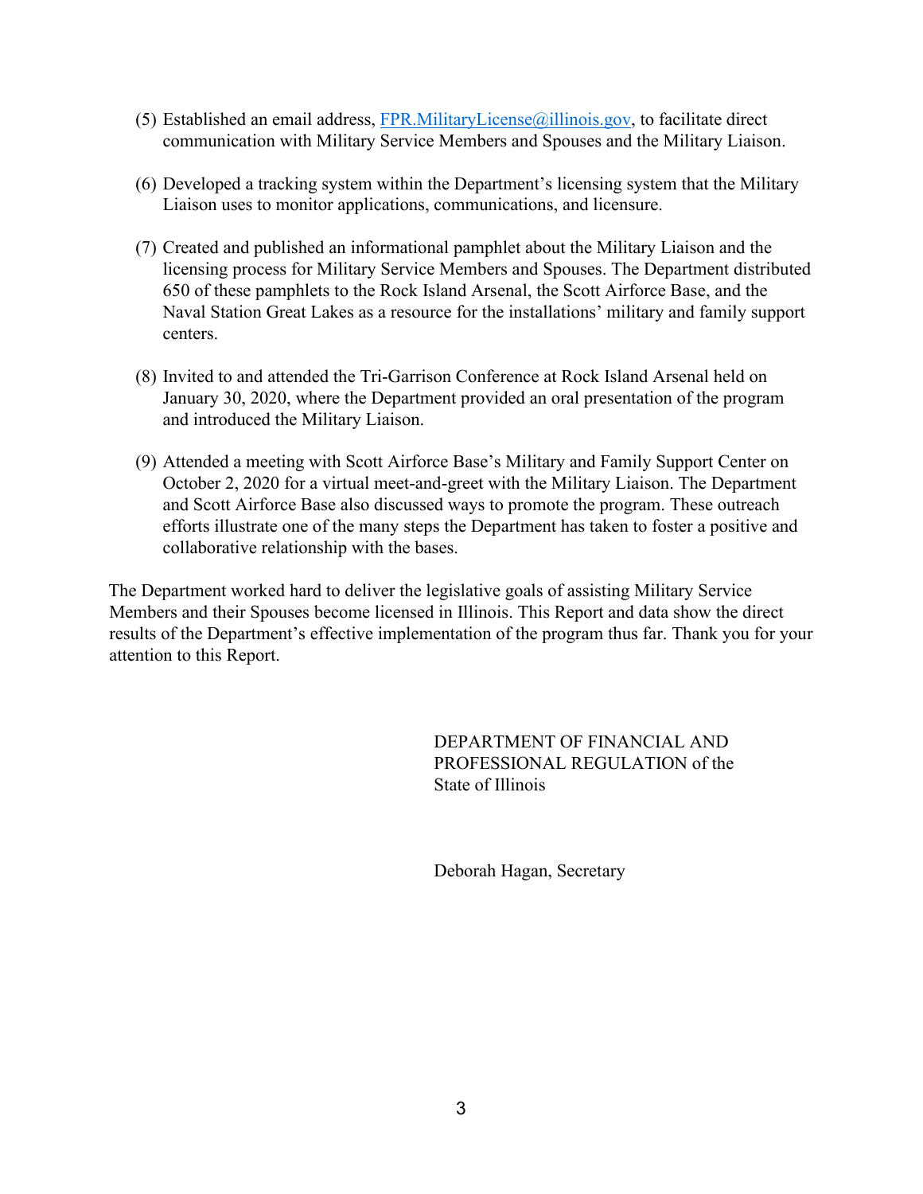(5) Established an email address, FPR.MilitaryLicense@illinois.gov, to facilitate direct communication with Military Service Members and Spouses and the Military Liaison.

(6) Developed a tracking system within the Department's licensing system that the Military Liaison uses to monitor applications, communications, and licensure.

(7) Created and published an informational pamphlet about the Military Liaison and the licensing process for Military Service Members and Spouses. The Department distributed 650 of these pamphlets to the Rock Island Arsenal, the Scott Airforce Base, and the Naval Station Great Lakes as a resource for the installations' military and family support centers.

(8) Invited to and attended the Tri-Garrison Conference at Rock Island Arsenal held on January 30, 2020, where the Department provided an oral presentation of the program and introduced the Military Liaison.

(9) Attended a meeting with Scott Airforce Base's Military and Family Support Center on October 2, 2020 for a virtual meet-and-greet with the Military Liaison. The Department and Scott Airforce Base also discussed ways to promote the program. These outreach efforts illustrate one of the many steps the Department has taken to foster a positive and collaborative relationship with the bases.

The Department worked hard to deliver the legislative goals of assisting Military Service Members and their Spouses become licensed in Illinois. This Report and data show the direct results of the Department's effective implementation of the program thus far. Thank you for your attention to this Report.

DEPARTMENT OF FINANCIAL AND PROFESSIONAL REGULATION of the State of Illinois

Deborah Hagan, Secretary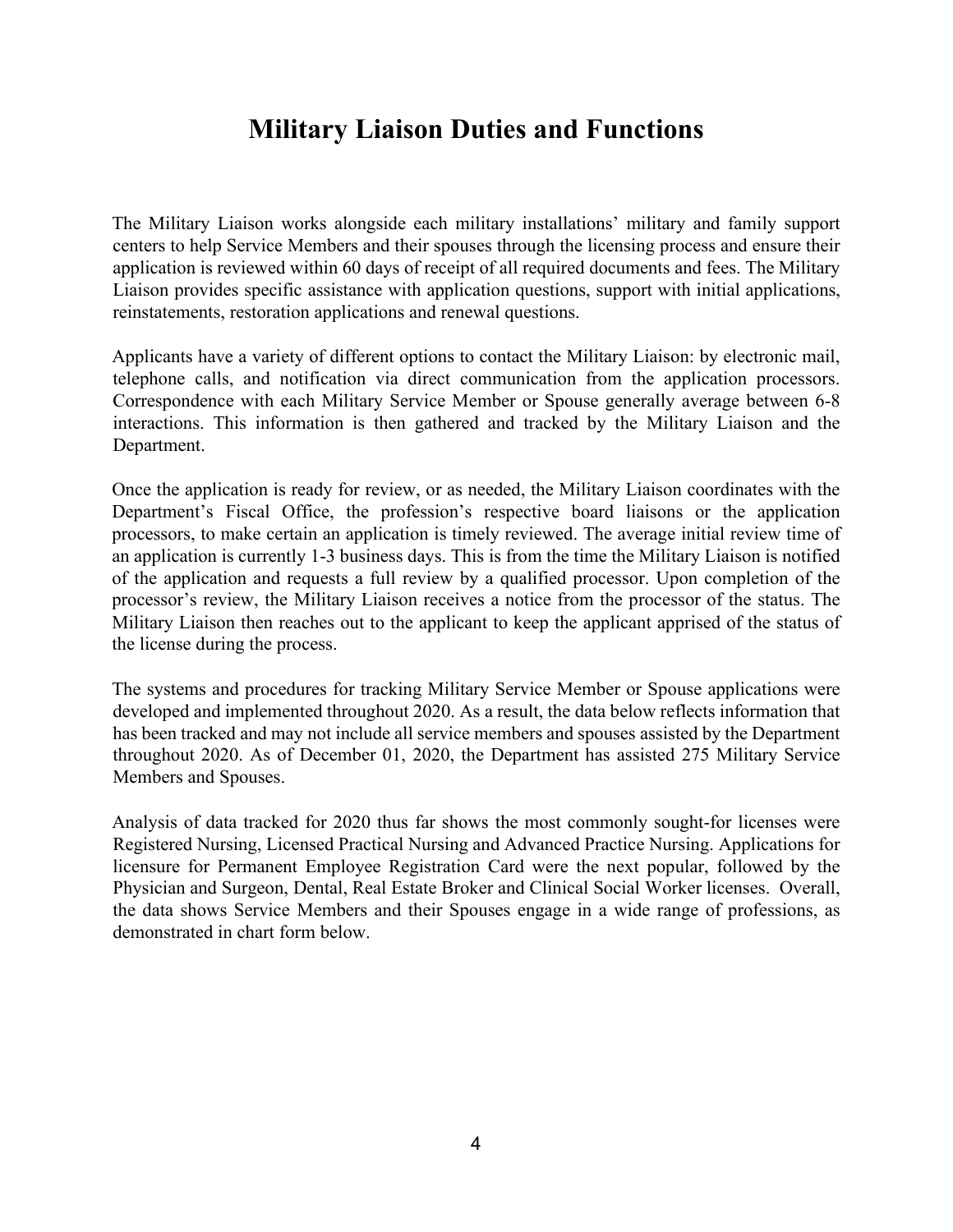# Military Liaison Duties and Functions

The Military Liaison works alongside each military installations' military and family support centers to help Service Members and their spouses through the licensing process and ensure their application is reviewed within 60 days of receipt of all required documents and fees. The Military Liaison provides specific assistance with application questions, support with initial applications, reinstatements, restoration applications and renewal questions.

Applicants have a variety of different options to contact the Military Liaison: by electronic mail, telephone calls, and notification via direct communication from the application processors. Correspondence with each Military Service Member or Spouse generally average between 6-8 interactions. This information is then gathered and tracked by the Military Liaison and the Department.

Once the application is ready for review, or as needed, the Military Liaison coordinates with the Department's Fiscal Office, the profession's respective board liaisons or the application processors, to make certain an application is timely reviewed. The average initial review time of an application is currently 1-3 business days. This is from the time the Military Liaison is notified of the application and requests a full review by a qualified processor. Upon completion of the processor's review, the Military Liaison receives a notice from the processor of the status. The Military Liaison then reaches out to the applicant to keep the applicant apprised of the status of the license during the process.

The systems and procedures for tracking Military Service Member or Spouse applications were developed and implemented throughout 2020. As a result, the data below reflects information that has been tracked and may not include all service members and spouses assisted by the Department throughout 2020. As of December 01, 2020, the Department has assisted 275 Military Service Members and Spouses.

Analysis of data tracked for 2020 thus far shows the most commonly sought-for licenses were Registered Nursing, Licensed Practical Nursing and Advanced Practice Nursing. Applications for licensure for Permanent Employee Registration Card were the next popular, followed by the Physician and Surgeon, Dental, Real Estate Broker and Clinical Social Worker licenses. Overall, the data shows Service Members and their Spouses engage in a wide range of professions, as demonstrated in chart form below.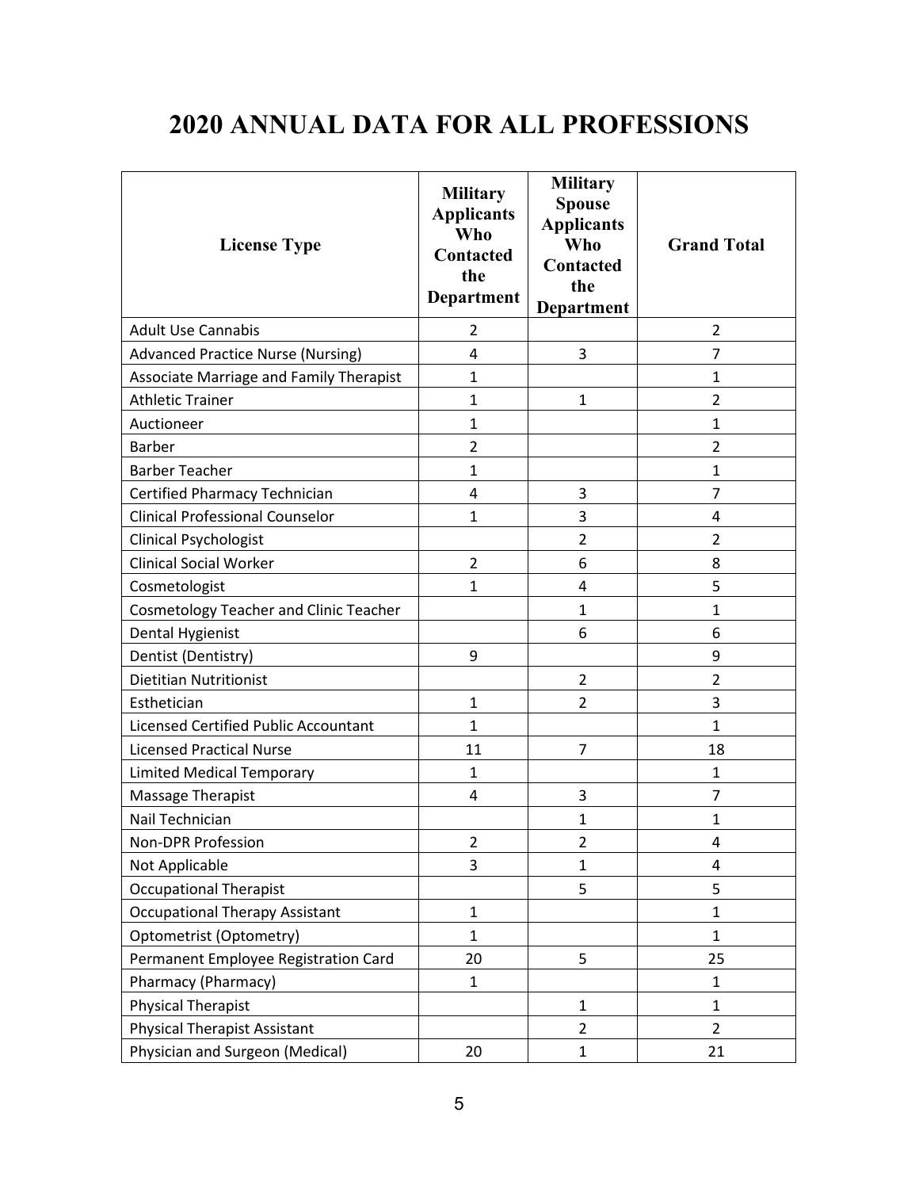# 2020 ANNUAL DATA FOR ALL PROFESSIONS

| License Type | Military Applicants Who Contacted the Department | Military Spouse Applicants Who Contacted the Department | Grand Total |
|---|---|---|---|
| Adult Use Cannabis | 2 | | 2 |
| Advanced Practice Nurse (Nursing) | 4 | 3 | 7 |
| Associate Marriage and Family Therapist | 1 | | 1 |
| Athletic Trainer | 1 | 1 | 2 |
| Auctioneer | 1 | | 1 |
| Barber | 2 | | 2 |
| Barber Teacher | 1 | | 1 |
| Certified Pharmacy Technician | 4 | 3 | 7 |
| Clinical Professional Counselor | 1 | 3 | 4 |
| Clinical Psychologist | | 2 | 2 |
| Clinical Social Worker | 2 | 6 | 8 |
| Cosmetologist | 1 | 4 | 5 |
| Cosmetology Teacher and Clinic Teacher | | 1 | 1 |
| Dental Hygienist | | 6 | 6 |
| Dentist (Dentistry) | 9 | | 9 |
| Dietitian Nutritionist | | 2 | 2 |
| Esthetician | 1 | 2 | 3 |
| Licensed Certified Public Accountant | 1 | | 1 |
| Licensed Practical Nurse | 11 | 7 | 18 |
| Limited Medical Temporary | 1 | | 1 |
| Massage Therapist | 4 | 3 | 7 |
| Nail Technician | | 1 | 1 |
| Non-DPR Profession | 2 | 2 | 4 |
| Not Applicable | 3 | 1 | 4 |
| Occupational Therapist | | 5 | 5 |
| Occupational Therapy Assistant | 1 | | 1 |
| Optometrist (Optometry) | 1 | | 1 |
| Permanent Employee Registration Card | 20 | 5 | 25 |
| Pharmacy (Pharmacy) | 1 | | 1 |
| Physical Therapist | | 1 | 1 |
| Physical Therapist Assistant | | 2 | 2 |
| Physician and Surgeon (Medical) | 20 | 1 | 21 |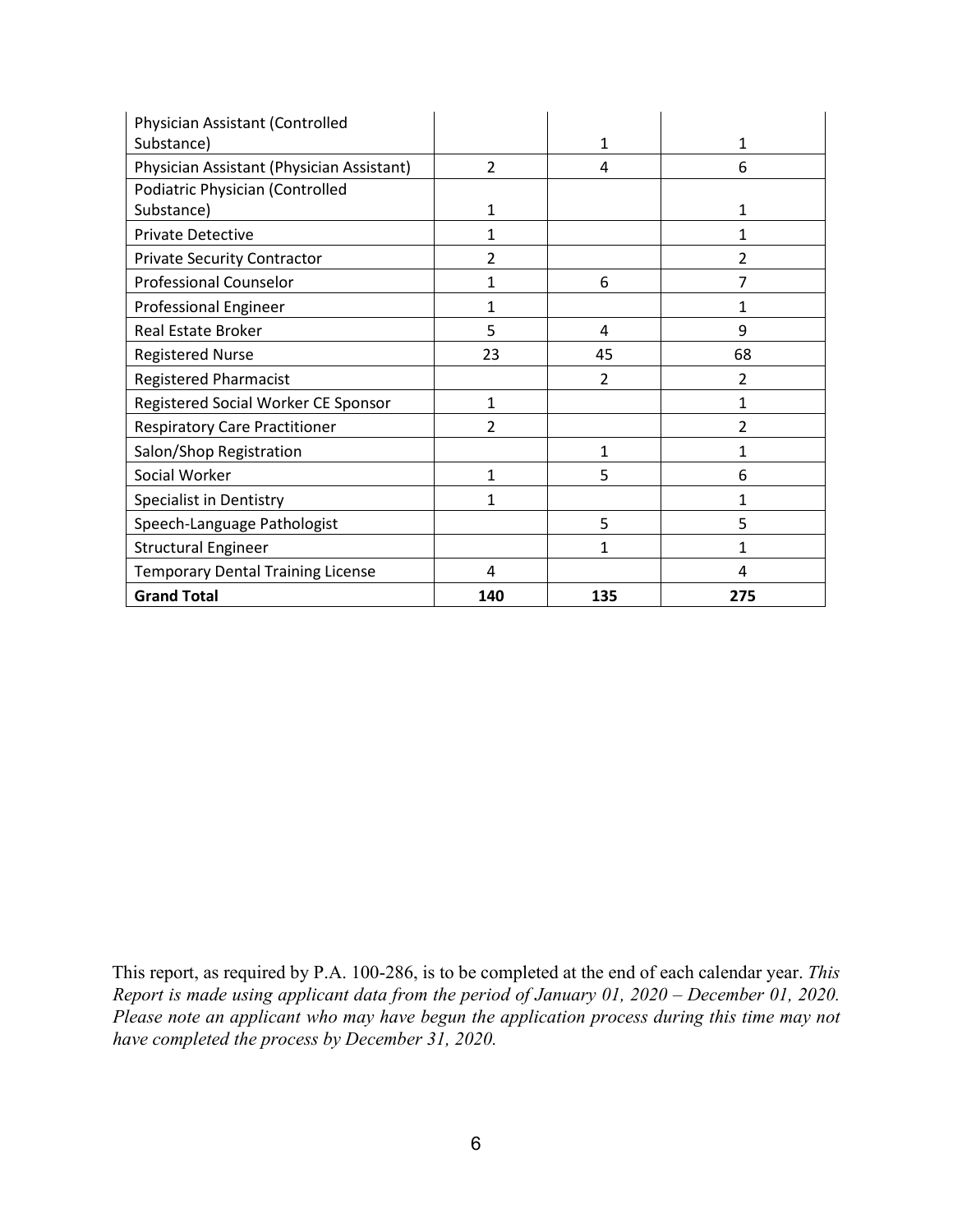| | | | |
|---|---|---|---|
| Physician Assistant (Controlled Substance) | | 1 | 1 |
| Physician Assistant (Physician Assistant) | 2 | 4 | 6 |
| Podiatric Physician (Controlled Substance) | 1 | | 1 |
| Private Detective | 1 | | 1 |
| Private Security Contractor | 2 | | 2 |
| Professional Counselor | 1 | 6 | 7 |
| Professional Engineer | 1 | | 1 |
| Real Estate Broker | 5 | 4 | 9 |
| Registered Nurse | 23 | 45 | 68 |
| Registered Pharmacist | | 2 | 2 |
| Registered Social Worker CE Sponsor | 1 | | 1 |
| Respiratory Care Practitioner | 2 | | 2 |
| Salon/Shop Registration | | 1 | 1 |
| Social Worker | 1 | 5 | 6 |
| Specialist in Dentistry | 1 | | 1 |
| Speech-Language Pathologist | | 5 | 5 |
| Structural Engineer | | 1 | 1 |
| Temporary Dental Training License | 4 | | 4 |
| **Grand Total** | **140** | **135** | **275** |

This report, as required by P.A. 100-286, is to be completed at the end of each calendar year. *This Report is made using applicant data from the period of January 01, 2020 – December 01, 2020. Please note an applicant who may have begun the application process during this time may not have completed the process by December 31, 2020.*